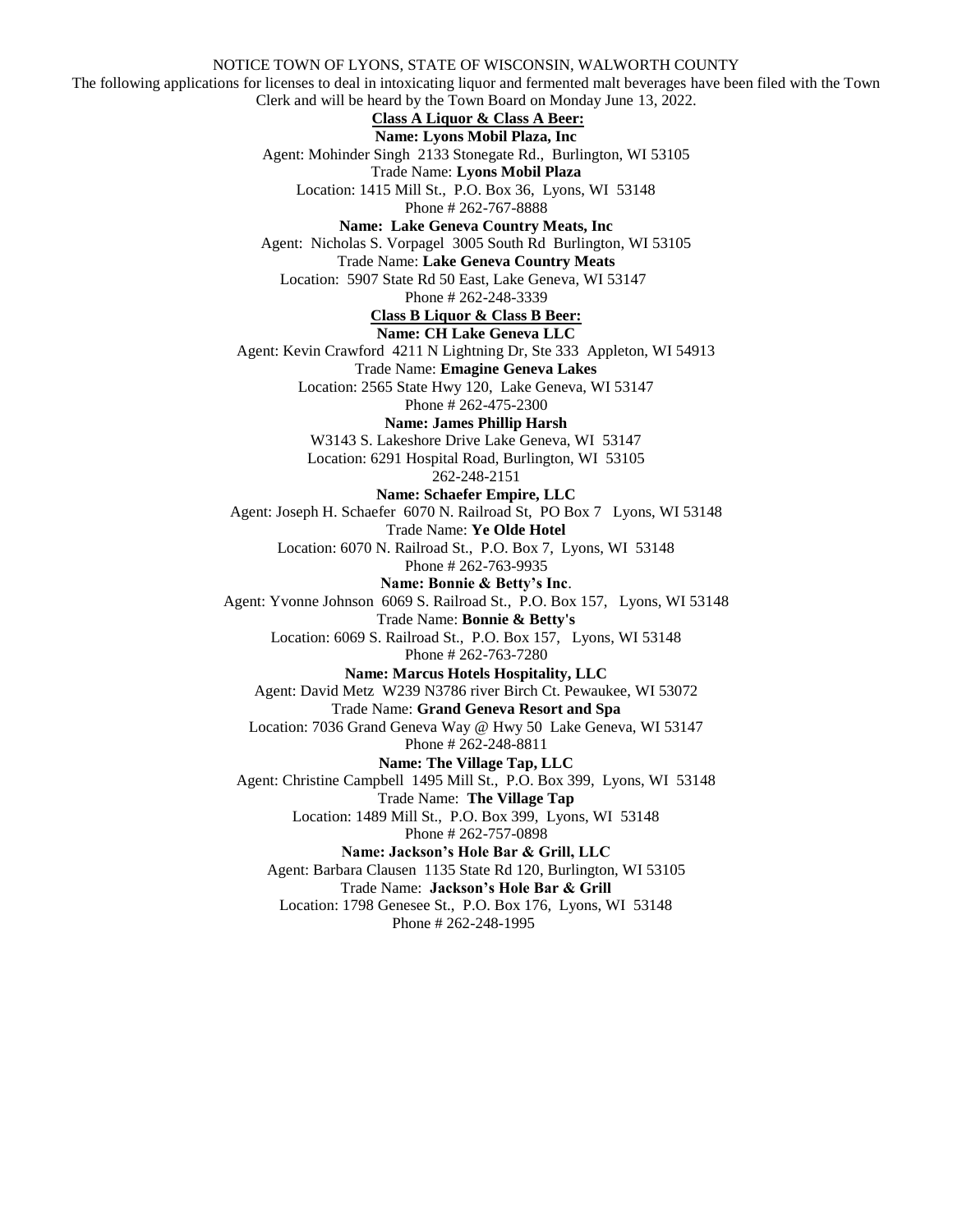NOTICE TOWN OF LYONS, STATE OF WISCONSIN, WALWORTH COUNTY

The following applications for licenses to deal in intoxicating liquor and fermented malt beverages have been filed with the Town Clerk and will be heard by the Town Board on Monday June 13, 2022.

**Class A Liquor & Class A Beer:**

**Name: Lyons Mobil Plaza, Inc**
Agent: Mohinder Singh 2133 Stonegate Rd., Burlington, WI 53105
Trade Name: **Lyons Mobil Plaza**
Location: 1415 Mill St., P.O. Box 36, Lyons, WI 53148
Phone # 262-767-8888

**Name: Lake Geneva Country Meats, Inc**
Agent: Nicholas S. Vorpagel 3005 South Rd Burlington, WI 53105
Trade Name: **Lake Geneva Country Meats**
Location: 5907 State Rd 50 East, Lake Geneva, WI 53147
Phone # 262-248-3339

**Class B Liquor & Class B Beer:**

**Name: CH Lake Geneva LLC**
Agent: Kevin Crawford 4211 N Lightning Dr, Ste 333 Appleton, WI 54913
Trade Name: **Emagine Geneva Lakes**
Location: 2565 State Hwy 120, Lake Geneva, WI 53147
Phone # 262-475-2300

**Name: James Phillip Harsh**
W3143 S. Lakeshore Drive Lake Geneva, WI 53147
Location: 6291 Hospital Road, Burlington, WI 53105
262-248-2151

**Name: Schaefer Empire, LLC**
Agent: Joseph H. Schaefer 6070 N. Railroad St, PO Box 7 Lyons, WI 53148
Trade Name: **Ye Olde Hotel**
Location: 6070 N. Railroad St., P.O. Box 7, Lyons, WI 53148
Phone # 262-763-9935

**Name: Bonnie & Betty's Inc**.
Agent: Yvonne Johnson 6069 S. Railroad St., P.O. Box 157, Lyons, WI 53148
Trade Name: **Bonnie & Betty's**
Location: 6069 S. Railroad St., P.O. Box 157, Lyons, WI 53148
Phone # 262-763-7280

**Name: Marcus Hotels Hospitality, LLC**
Agent: David Metz W239 N3786 river Birch Ct. Pewaukee, WI 53072
Trade Name: **Grand Geneva Resort and Spa**
Location: 7036 Grand Geneva Way @ Hwy 50 Lake Geneva, WI 53147
Phone # 262-248-8811

**Name: The Village Tap, LLC**
Agent: Christine Campbell 1495 Mill St., P.O. Box 399, Lyons, WI 53148
Trade Name: **The Village Tap**
Location: 1489 Mill St., P.O. Box 399, Lyons, WI 53148
Phone # 262-757-0898

**Name: Jackson's Hole Bar & Grill, LLC**
Agent: Barbara Clausen 1135 State Rd 120, Burlington, WI 53105
Trade Name: **Jackson's Hole Bar & Grill**
Location: 1798 Genesee St., P.O. Box 176, Lyons, WI 53148
Phone # 262-248-1995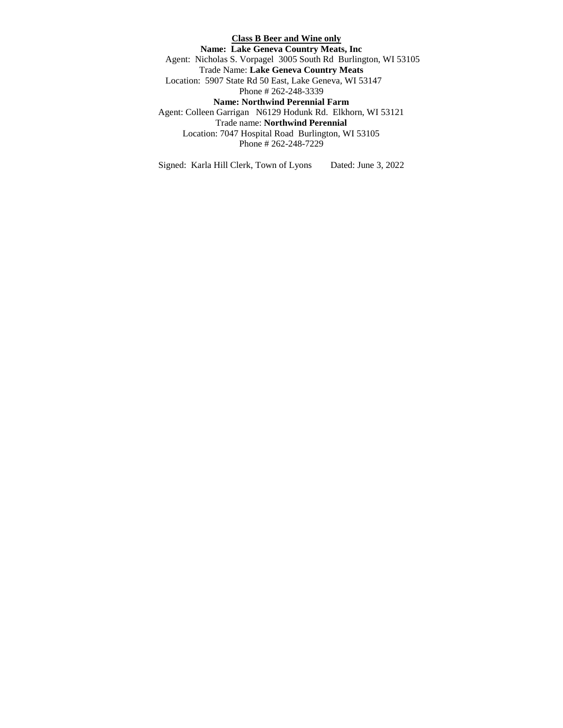**<u>Class B Beer and Wine only</u>**

**Name: Lake Geneva Country Meats, Inc**

Agent: Nicholas S. Vorpagel 3005 South Rd Burlington, WI 53105

Trade Name: **Lake Geneva Country Meats**

Location: 5907 State Rd 50 East, Lake Geneva, WI 53147

Phone # 262-248-3339

**Name: Northwind Perennial Farm**

Agent: Colleen Garrigan N6129 Hodunk Rd. Elkhorn, WI 53121

Trade name: **Northwind Perennial**

Location: 7047 Hospital Road Burlington, WI 53105

Phone # 262-248-7229

Signed: Karla Hill Clerk, Town of Lyons Dated: June 3, 2022